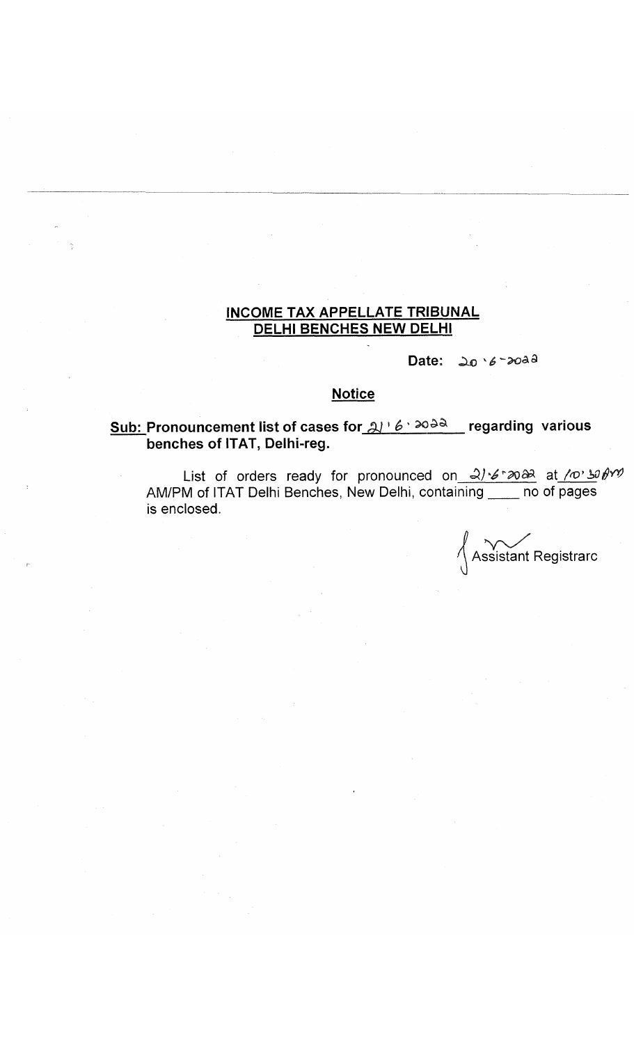## INCOME TAX APPELLATE TRIBUNAL
## DELHI BENCHES NEW DELHI

**Date:** 20.6.2022

### Notice

**Sub: Pronouncement list of cases for 21.6.2022 regarding various benches of ITAT, Delhi-reg.**

List of orders ready for pronounced on 21.6.2022 at 10.30 AM AM/PM of ITAT Delhi Benches, New Delhi, containing ____ no of pages is enclosed.

Assistant Registrarc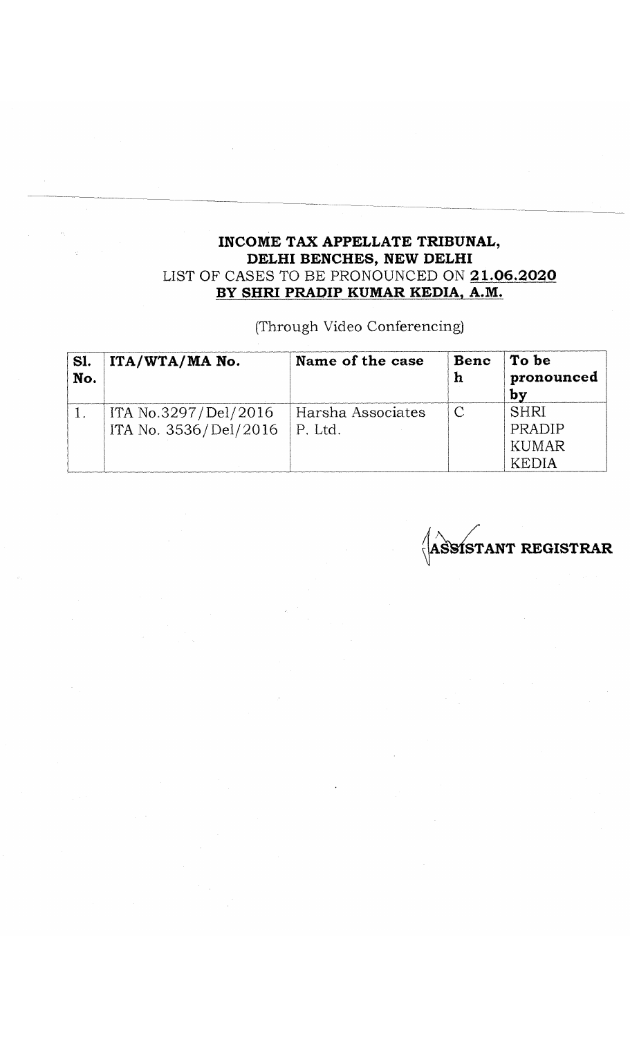**INCOME TAX APPELLATE TRIBUNAL,**
**DELHI BENCHES, NEW DELHI**
LIST OF CASES TO BE PRONOUNCED ON **21.06.2020**
**BY SHRI PRADIP KUMAR KEDIA, A.M.**

(Through Video Conferencing)

| Sl. No. | ITA/WTA/MA No. | Name of the case | Bench | To be pronounced by |
|---|---|---|---|---|
| 1. | ITA No.3297/Del/2016<br>ITA No. 3536/Del/2016 | Harsha Associates P. Ltd. | C | SHRI PRADIP KUMAR KEDIA |

**ASSISTANT REGISTRAR**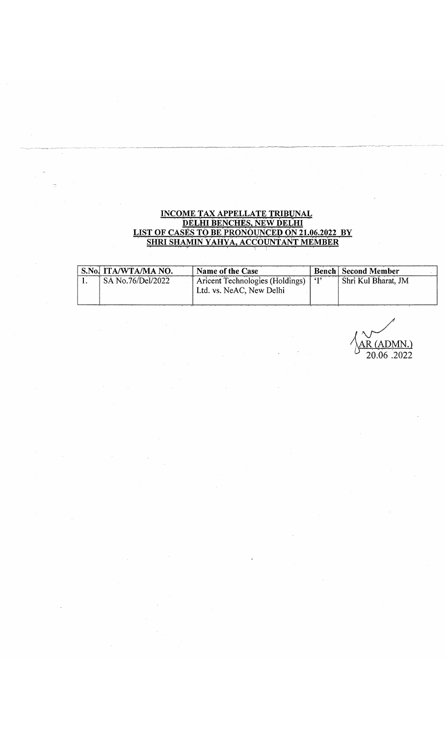**INCOME TAX APPELLATE TRIBUNAL**
**DELHI BENCHES, NEW DELHI**
**LIST OF CASES TO BE PRONOUNCED ON 21.06.2022 BY**
**SHRI SHAMIN YAHYA, ACCOUNTANT MEMBER**

| S.No. | ITA/WTA/MA NO. | Name of the Case | Bench | Second Member |
|---|---|---|---|---|
| 1. | SA No.76/Del/2022 | Aricent Technologies (Holdings) Ltd. vs. NeAC, New Delhi | 'I' | Shri Kul Bharat, JM |

AR (ADMN.)
20.06 .2022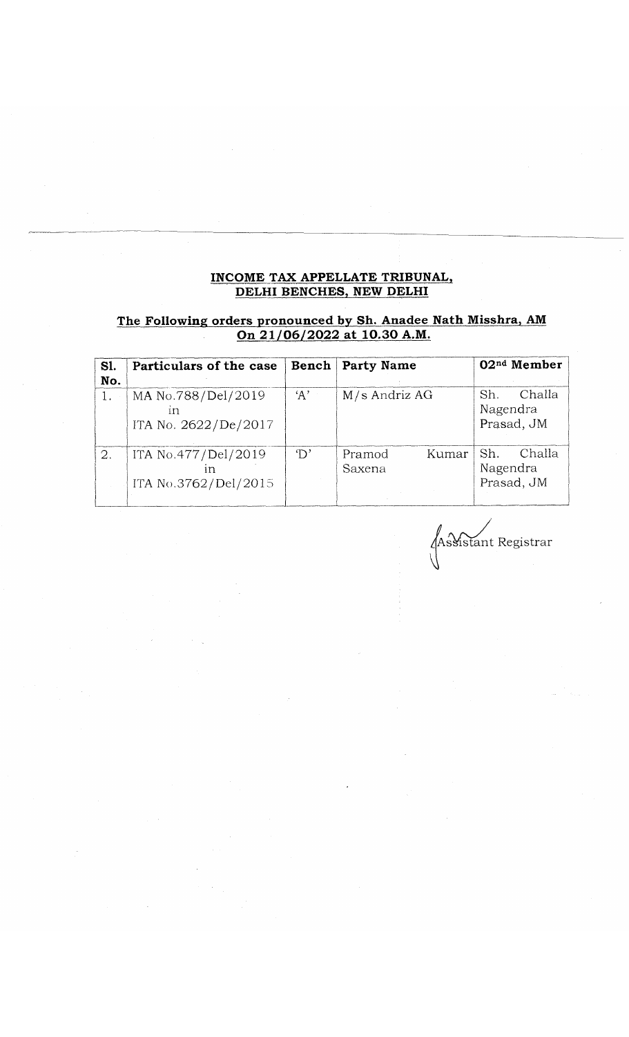**INCOME TAX APPELLATE TRIBUNAL,**
**DELHI BENCHES, NEW DELHI**

**The Following orders pronounced by Sh. Anadee Nath Misshra, AM On 21/06/2022 at 10.30 A.M.**

| Sl. No. | Particulars of the case | Bench | Party Name | 02nd Member |
|---|---|---|---|---|
| 1. | MA No.788/Del/2019 in ITA No. 2622/De/2017 | 'A' | M/s Andriz AG | Sh. Challa Nagendra Prasad, JM |
| 2. | ITA No.477/Del/2019 in ITA No.3762/Del/2015 | 'D' | Pramod Kumar Saxena | Sh. Challa Nagendra Prasad, JM |

Assistant Registrar